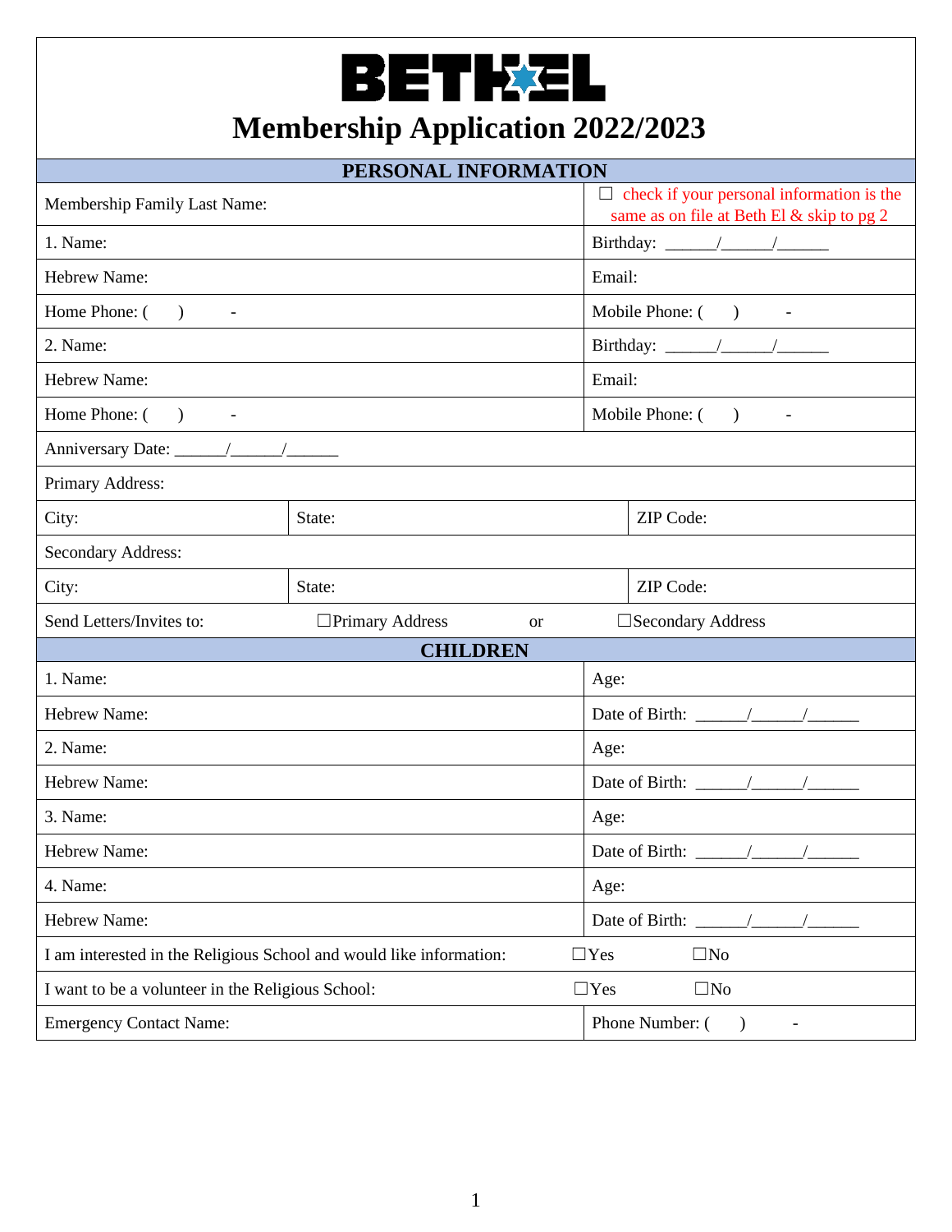# BETHEL

# Membership Application 2022/2023

| PERSONAL INFORMATION | | |
|---|---|---|
| Membership Family Last Name: | | ☐ check if your personal information is the same as on file at Beth El & skip to pg 2 |
| 1. Name: | | Birthday: ______/______/______ |
| Hebrew Name: | | Email: |
| Home Phone: (     )          - | | Mobile Phone: (     )          - |
| 2. Name: | | Birthday: ______/______/______ |
| Hebrew Name: | | Email: |
| Home Phone: (     )          - | | Mobile Phone: (     )          - |
| Anniversary Date: ______/______/______ | | |
| Primary Address: | | |
| City: | State: | ZIP Code: |
| Secondary Address: | | |
| City: | State: | ZIP Code: |
| Send Letters/Invites to: | ☐Primary Address          or | ☐Secondary Address |

| CHILDREN | |
|---|---|
| 1. Name: | Age: |
| Hebrew Name: | Date of Birth: ______/______/______ |
| 2. Name: | Age: |
| Hebrew Name: | Date of Birth: ______/______/______ |
| 3. Name: | Age: |
| Hebrew Name: | Date of Birth: ______/______/______ |
| 4. Name: | Age: |
| Hebrew Name: | Date of Birth: ______/______/______ |
| I am interested in the Religious School and would like information: | ☐Yes          ☐No |
| I want to be a volunteer in the Religious School: | ☐Yes          ☐No |
| Emergency Contact Name: | Phone Number: (     )          - |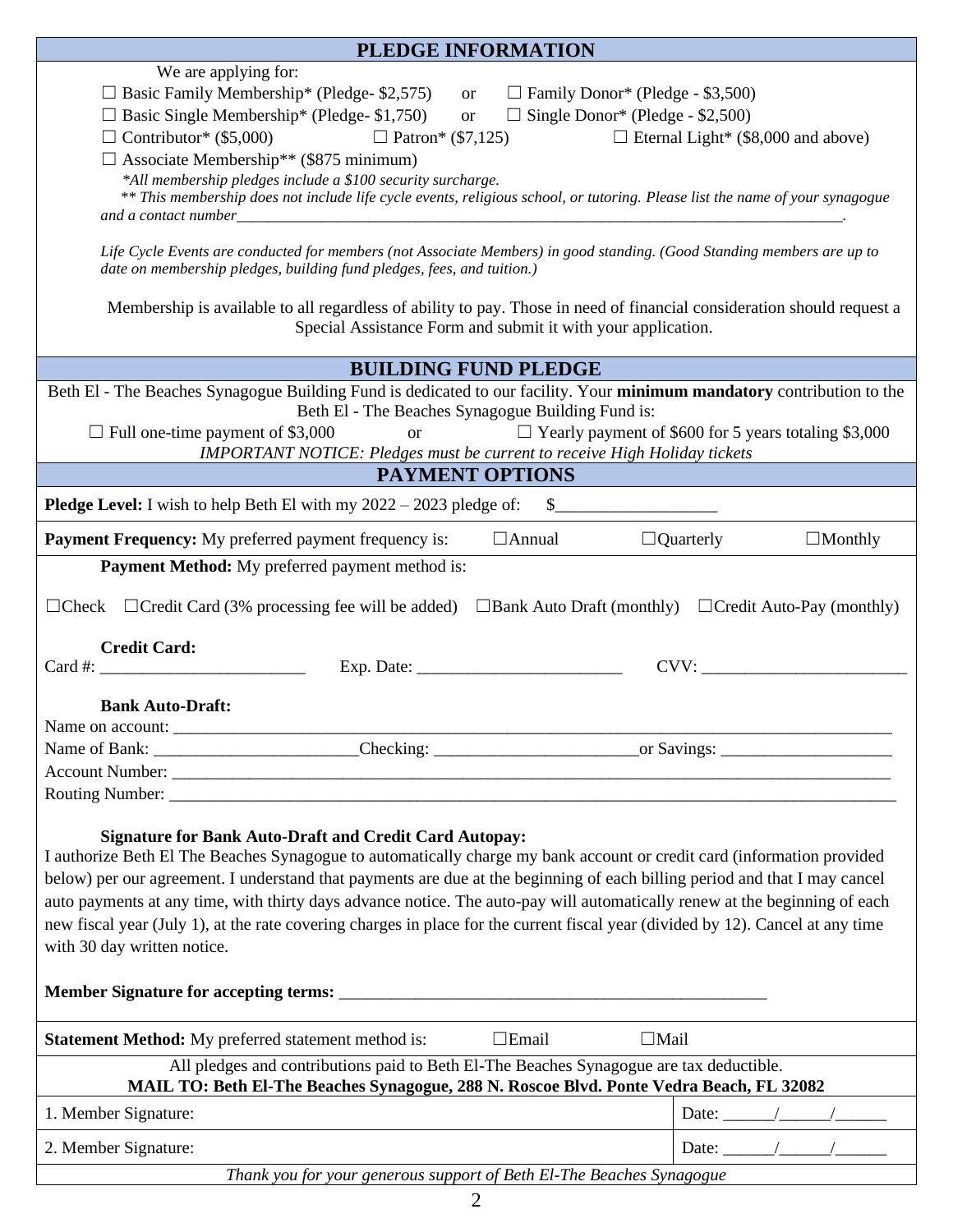## PLEDGE INFORMATION

We are applying for:

☐ Basic Family Membership* (Pledge- $2,575) or ☐ Family Donor* (Pledge - $3,500)

☐ Basic Single Membership* (Pledge- $1,750) or ☐ Single Donor* (Pledge - $2,500)

☐ Contributor* ($5,000) ☐ Patron* ($7,125) ☐ Eternal Light* ($8,000 and above)

☐ Associate Membership** ($875 minimum)

*\*All membership pledges include a $100 security surcharge.*

*\*\* This membership does not include life cycle events, religious school, or tutoring. Please list the name of your synagogue and a contact number*________________________________________________________________________________.

*Life Cycle Events are conducted for members (not Associate Members) in good standing. (Good Standing members are up to date on membership pledges, building fund pledges, fees, and tuition.)*

Membership is available to all regardless of ability to pay. Those in need of financial consideration should request a Special Assistance Form and submit it with your application.

## BUILDING FUND PLEDGE

Beth El - The Beaches Synagogue Building Fund is dedicated to our facility. Your **minimum mandatory** contribution to the Beth El - The Beaches Synagogue Building Fund is:

☐ Full one-time payment of $3,000 or ☐ Yearly payment of $600 for 5 years totaling $3,000

*IMPORTANT NOTICE: Pledges must be current to receive High Holiday tickets*

## PAYMENT OPTIONS

**Pledge Level:** I wish to help Beth El with my 2022 – 2023 pledge of: $___________________

**Payment Frequency:** My preferred payment frequency is: ☐Annual ☐Quarterly ☐Monthly

**Payment Method:** My preferred payment method is:

☐Check ☐Credit Card (3% processing fee will be added) ☐Bank Auto Draft (monthly) ☐Credit Auto-Pay (monthly)

**Credit Card:**

Card #: ________________________ Exp. Date: ________________________ CVV: ________________________

**Bank Auto-Draft:**

Name on account: ________________________________________________________________________________

Name of Bank: ________________________Checking: ________________________or Savings: ____________________

Account Number: ________________________________________________________________________________

Routing Number: ________________________________________________________________________________

**Signature for Bank Auto-Draft and Credit Card Autopay:**

I authorize Beth El The Beaches Synagogue to automatically charge my bank account or credit card (information provided below) per our agreement. I understand that payments are due at the beginning of each billing period and that I may cancel auto payments at any time, with thirty days advance notice. The auto-pay will automatically renew at the beginning of each new fiscal year (July 1), at the rate covering charges in place for the current fiscal year (divided by 12). Cancel at any time with 30 day written notice.

**Member Signature for accepting terms:** ___________________________________________________

**Statement Method:** My preferred statement method is: ☐Email ☐Mail

All pledges and contributions paid to Beth El-The Beaches Synagogue are tax deductible.

**MAIL TO: Beth El-The Beaches Synagogue, 288 N. Roscoe Blvd. Ponte Vedra Beach, FL 32082**

| | |
|---|---|
| 1. Member Signature: | Date: ______/______/______ |
| 2. Member Signature: | Date: ______/______/______ |

*Thank you for your generous support of Beth El-The Beaches Synagogue*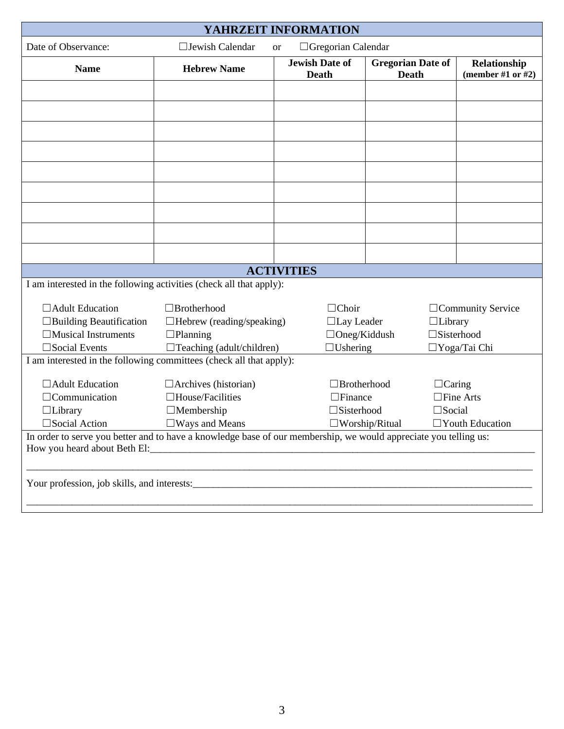## YAHRZEIT INFORMATION

Date of Observance: ☐Jewish Calendar or ☐Gregorian Calendar

| Name | Hebrew Name | Jewish Date of Death | Gregorian Date of Death | Relationship (member #1 or #2) |
|---|---|---|---|---|
| | | | | |
| | | | | |
| | | | | |
| | | | | |
| | | | | |
| | | | | |
| | | | | |
| | | | | |
| | | | | |

## ACTIVITIES

I am interested in the following activities (check all that apply):

| | | | |
|---|---|---|---|
| ☐Adult Education | ☐Brotherhood | ☐Choir | ☐Community Service |
| ☐Building Beautification | ☐Hebrew (reading/speaking) | ☐Lay Leader | ☐Library |
| ☐Musical Instruments | ☐Planning | ☐Oneg/Kiddush | ☐Sisterhood |
| ☐Social Events | ☐Teaching (adult/children) | ☐Ushering | ☐Yoga/Tai Chi |

I am interested in the following committees (check all that apply):

| | | | |
|---|---|---|---|
| ☐Adult Education | ☐Archives (historian) | ☐Brotherhood | ☐Caring |
| ☐Communication | ☐House/Facilities | ☐Finance | ☐Fine Arts |
| ☐Library | ☐Membership | ☐Sisterhood | ☐Social |
| ☐Social Action | ☐Ways and Means | ☐Worship/Ritual | ☐Youth Education |

In order to serve you better and to have a knowledge base of our membership, we would appreciate you telling us:

How you heard about Beth El:_______________________________________________________________________________

_____________________________________________________________________________________________________

Your profession, job skills, and interests:_____________________________________________________________________

_____________________________________________________________________________________________________